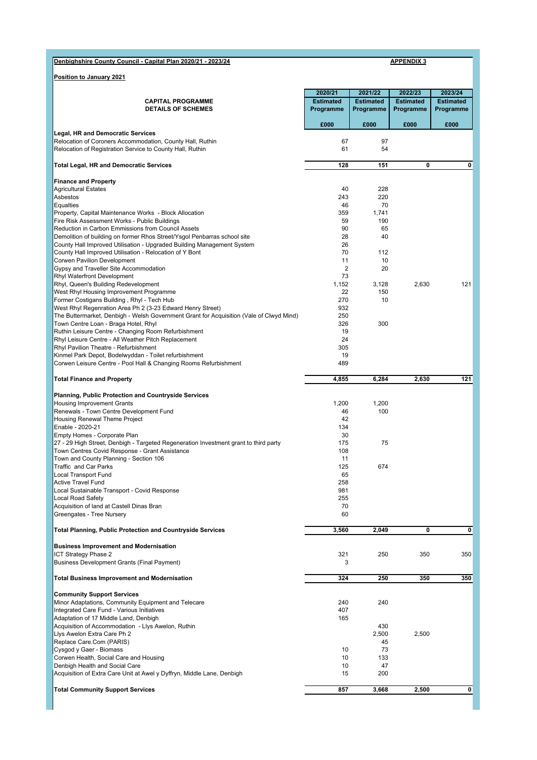**Denbighshire County Council - Capital Plan 2020/21 - 2023/24** **APPENDIX 3**

**Position to January 2021**

| CAPITAL PROGRAMME DETAILS OF SCHEMES | 2020/21 Estimated Programme | 2021/22 Estimated Programme | 2022/23 Estimated Programme | 2023/24 Estimated Programme |
|---|---|---|---|---|
| | £000 | £000 | £000 | £000 |
| **Legal, HR and Democratic Services** | | | | |
| Relocation of Coroners Accommodation, County Hall, Ruthin | 67 | 97 | | |
| Relocation of Registration Service to County Hall, Ruthin | 61 | 54 | | |
| **Total Legal, HR and Democratic Services** | **128** | **151** | **0** | **0** |
| **Finance and Property** | | | | |
| Agricultural Estates | 40 | 228 | | |
| Asbestos | 243 | 220 | | |
| Equalties | 46 | 70 | | |
| Property, Capital Maintenance Works - Block Allocation | 359 | 1,741 | | |
| Fire Risk Assessment Works - Public Buildings | 59 | 190 | | |
| Reduction in Carbon Emmissions from Council Assets | 90 | 65 | | |
| Demolition of building on former Rhos Street/Ysgol Penbarras school site | 28 | 40 | | |
| County Hall Improved Utilisation - Upgraded Building Management System | 26 | | | |
| County Hall Improved Utilisation - Relocation of Y Bont | 70 | 112 | | |
| Corwen Pavilion Development | 11 | 10 | | |
| Gypsy and Traveller Site Accommodation | 2 | 20 | | |
| Rhyl Waterfront Development | 73 | | | |
| Rhyl, Queen's Building Redevelopment | 1,152 | 3,128 | 2,630 | 121 |
| West Rhyl Housing Improvement Programme | 22 | 150 | | |
| Former Costigans Building , Rhyl - Tech Hub | 270 | 10 | | |
| West Rhyl Regenration Area Ph 2 (3-23 Edward Henry Street) | 932 | | | |
| The Buttermarket, Denbigh - Welsh Government Grant for Acquisition (Vale of Clwyd Mind) | 250 | | | |
| Town Centre Loan - Braga Hotel, Rhyl | 326 | 300 | | |
| Ruthin Leisure Centre - Changing Room Refurbishment | 19 | | | |
| Rhyl Leisure Centre - All Weather Pitch Replacement | 24 | | | |
| Rhyl Pavilion Theatre - Refurbishment | 305 | | | |
| Kinmel Park Depot, Bodelwyddan - Toilet refurbishment | 19 | | | |
| Corwen Leisure Centre - Pool Hall & Changing Rooms Refurbishment | 489 | | | |
| **Total Finance and Property** | **4,855** | **6,284** | **2,630** | **121** |
| **Planning, Public Protection and Countryside Services** | | | | |
| Housing Improvement Grants | 1,200 | 1,200 | | |
| Renewals - Town Centre Development Fund | 46 | 100 | | |
| Housing Renewal Theme Project | 42 | | | |
| Enable - 2020-21 | 134 | | | |
| Empty Homes - Corporate Plan | 30 | | | |
| 27 - 29 High Street, Denbigh - Targeted Regeneration Investment grant to third party | 175 | 75 | | |
| Town Centres Covid Response - Grant Assistance | 108 | | | |
| Town and County Planning - Section 106 | 11 | | | |
| Traffic and Car Parks | 125 | 674 | | |
| Local Transport Fund | 65 | | | |
| Active Travel Fund | 258 | | | |
| Local Sustainable Transport - Covid Response | 981 | | | |
| Local Road Safety | 255 | | | |
| Acquisition of land at Castell Dinas Bran | 70 | | | |
| Greengates - Tree Nursery | 60 | | | |
| **Total Planning, Public Protection and Countryside Services** | **3,560** | **2,049** | **0** | **0** |
| **Business Improvement and Modernisation** | | | | |
| ICT Strategy Phase 2 | 321 | 250 | 350 | 350 |
| Business Development Grants (Final Payment) | 3 | | | |
| **Total Business Improvement and Modernisation** | **324** | **250** | **350** | **350** |
| **Community Support Services** | | | | |
| Minor Adaptations, Community Equipment and Telecare | 240 | 240 | | |
| Integrated Care Fund - Various Initiatives | 407 | | | |
| Adaptation of 17 Middle Land, Denbigh | 165 | | | |
| Acquisition of Accommodation - Llys Awelon, Ruthin | | 430 | | |
| Llys Awelon Extra Care Ph 2 | | 2,500 | 2,500 | |
| Replace Care.Com (PARIS) | | 45 | | |
| Cysgod y Gaer - Biomass | 10 | 73 | | |
| Corwen Health, Social Care and Housing | 10 | 133 | | |
| Denbigh Health and Social Care | 10 | 47 | | |
| Acquisition of Extra Care Unit at Awel y Dyffryn, Middle Lane, Denbigh | 15 | 200 | | |
| **Total Community Support Services** | **857** | **3,668** | **2,500** | **0** |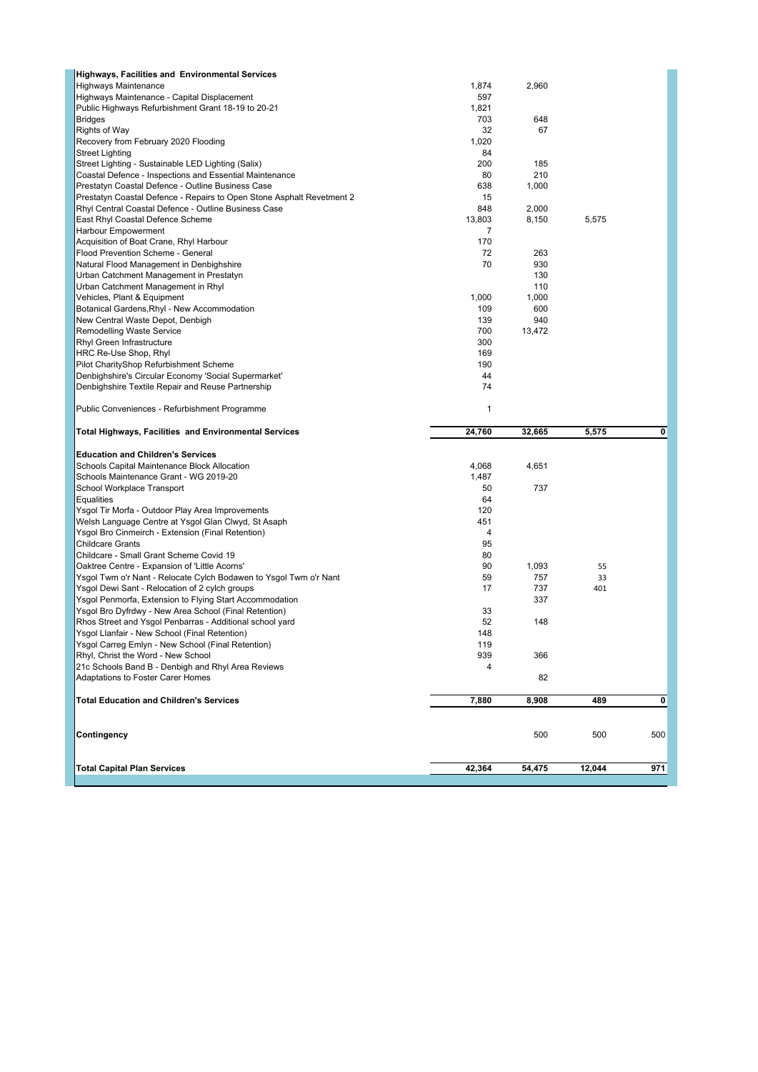| | | | | |
|---|---|---|---|---|
| **Highways, Facilities and Environmental Services** | | | | |
| Highways Maintenance | 1,874 | 2,960 | | |
| Highways Maintenance - Capital Displacement | 597 | | | |
| Public Highways Refurbishment Grant 18-19 to 20-21 | 1,821 | | | |
| Bridges | 703 | 648 | | |
| Rights of Way | 32 | 67 | | |
| Recovery from February 2020 Flooding | 1,020 | | | |
| Street Lighting | 84 | | | |
| Street Lighting - Sustainable LED Lighting (Salix) | 200 | 185 | | |
| Coastal Defence - Inspections and Essential Maintenance | 80 | 210 | | |
| Prestatyn Coastal Defence - Outline Business Case | 638 | 1,000 | | |
| Prestatyn Coastal Defence - Repairs to Open Stone Asphalt Revetment 2 | 15 | | | |
| Rhyl Central Coastal Defence - Outline Business Case | 848 | 2,000 | | |
| East Rhyl Coastal Defence Scheme | 13,803 | 8,150 | 5,575 | |
| Harbour Empowerment | 7 | | | |
| Acquisition of Boat Crane, Rhyl Harbour | 170 | | | |
| Flood Prevention Scheme - General | 72 | 263 | | |
| Natural Flood Management in Denbighshire | 70 | 930 | | |
| Urban Catchment Management in Prestatyn | | 130 | | |
| Urban Catchment Management in Rhyl | | 110 | | |
| Vehicles, Plant & Equipment | 1,000 | 1,000 | | |
| Botanical Gardens,Rhyl - New Accommodation | 109 | 600 | | |
| New Central Waste Depot, Denbigh | 139 | 940 | | |
| Remodelling Waste Service | 700 | 13,472 | | |
| Rhyl Green Infrastructure | 300 | | | |
| HRC Re-Use Shop, Rhyl | 169 | | | |
| Pilot CharityShop Refurbishment Scheme | 190 | | | |
| Denbighshire's Circular Economy 'Social Supermarket' | 44 | | | |
| Denbighshire Textile Repair and Reuse Partnership | 74 | | | |
| Public Conveniences - Refurbishment Programme | 1 | | | |
| **Total Highways, Facilities and Environmental Services** | **24,760** | **32,665** | **5,575** | **0** |
| **Education and Children's Services** | | | | |
| Schools Capital Maintenance Block Allocation | 4,068 | 4,651 | | |
| Schools Maintenance Grant - WG 2019-20 | 1,487 | | | |
| School Workplace Transport | 50 | 737 | | |
| Equalities | 64 | | | |
| Ysgol Tir Morfa - Outdoor Play Area Improvements | 120 | | | |
| Welsh Language Centre at Ysgol Glan Clwyd, St Asaph | 451 | | | |
| Ysgol Bro Cinmeirch - Extension (Final Retention) | 4 | | | |
| Childcare Grants | 95 | | | |
| Childcare - Small Grant Scheme Covid 19 | 80 | | | |
| Oaktree Centre - Expansion of 'Little Acorns' | 90 | 1,093 | 55 | |
| Ysgol Twm o'r Nant - Relocate Cylch Bodawen to Ysgol Twm o'r Nant | 59 | 757 | 33 | |
| Ysgol Dewi Sant - Relocation of 2 cylch groups | 17 | 737 | 401 | |
| Ysgol Penmorfa, Extension to Flying Start Accommodation | | 337 | | |
| Ysgol Bro Dyfrdwy - New Area School (Final Retention) | 33 | | | |
| Rhos Street and Ysgol Penbarras - Additional school yard | 52 | 148 | | |
| Ysgol Llanfair - New School (Final Retention) | 148 | | | |
| Ysgol Carreg Emlyn - New School (Final Retention) | 119 | | | |
| Rhyl, Christ the Word - New School | 939 | 366 | | |
| 21c Schools Band B - Denbigh and Rhyl Area Reviews | 4 | | | |
| Adaptations to Foster Carer Homes | | 82 | | |
| **Total Education and Children's Services** | **7,880** | **8,908** | **489** | **0** |
| **Contingency** | | 500 | 500 | 500 |
| **Total Capital Plan Services** | **42,364** | **54,475** | **12,044** | **971** |